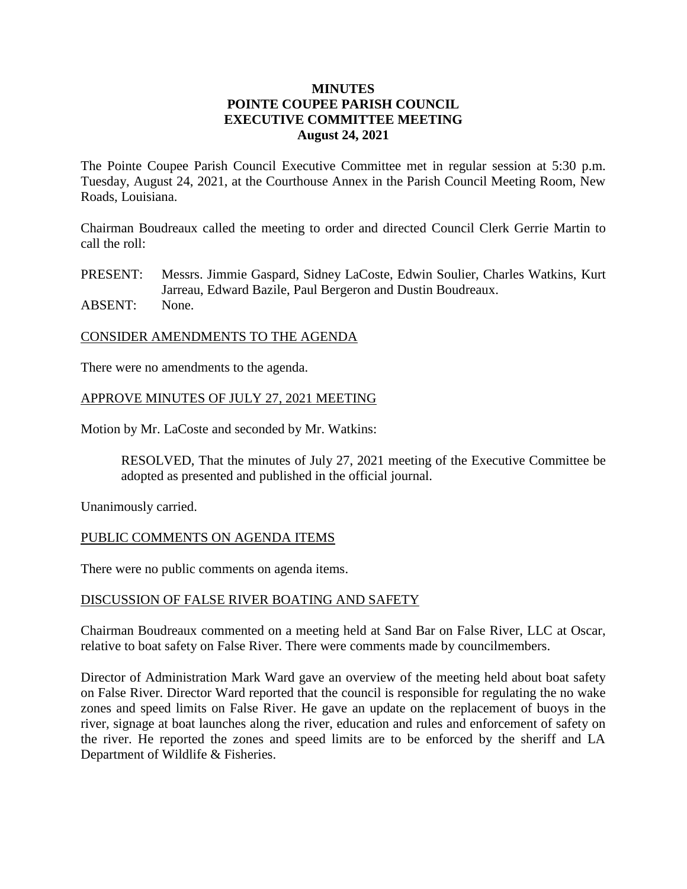# MINUTES
# POINTE COUPEE PARISH COUNCIL
# EXECUTIVE COMMITTEE MEETING
# August 24, 2021

The Pointe Coupee Parish Council Executive Committee met in regular session at 5:30 p.m. Tuesday, August 24, 2021, at the Courthouse Annex in the Parish Council Meeting Room, New Roads, Louisiana.

Chairman Boudreaux called the meeting to order and directed Council Clerk Gerrie Martin to call the roll:

PRESENT: Messrs. Jimmie Gaspard, Sidney LaCoste, Edwin Soulier, Charles Watkins, Kurt Jarreau, Edward Bazile, Paul Bergeron and Dustin Boudreaux.
ABSENT: None.

<u>CONSIDER AMENDMENTS TO THE AGENDA</u>

There were no amendments to the agenda.

<u>APPROVE MINUTES OF JULY 27, 2021 MEETING</u>

Motion by Mr. LaCoste and seconded by Mr. Watkins:

> RESOLVED, That the minutes of July 27, 2021 meeting of the Executive Committee be adopted as presented and published in the official journal.

Unanimously carried.

<u>PUBLIC COMMENTS ON AGENDA ITEMS</u>

There were no public comments on agenda items.

<u>DISCUSSION OF FALSE RIVER BOATING AND SAFETY</u>

Chairman Boudreaux commented on a meeting held at Sand Bar on False River, LLC at Oscar, relative to boat safety on False River. There were comments made by councilmembers.

Director of Administration Mark Ward gave an overview of the meeting held about boat safety on False River. Director Ward reported that the council is responsible for regulating the no wake zones and speed limits on False River. He gave an update on the replacement of buoys in the river, signage at boat launches along the river, education and rules and enforcement of safety on the river. He reported the zones and speed limits are to be enforced by the sheriff and LA Department of Wildlife & Fisheries.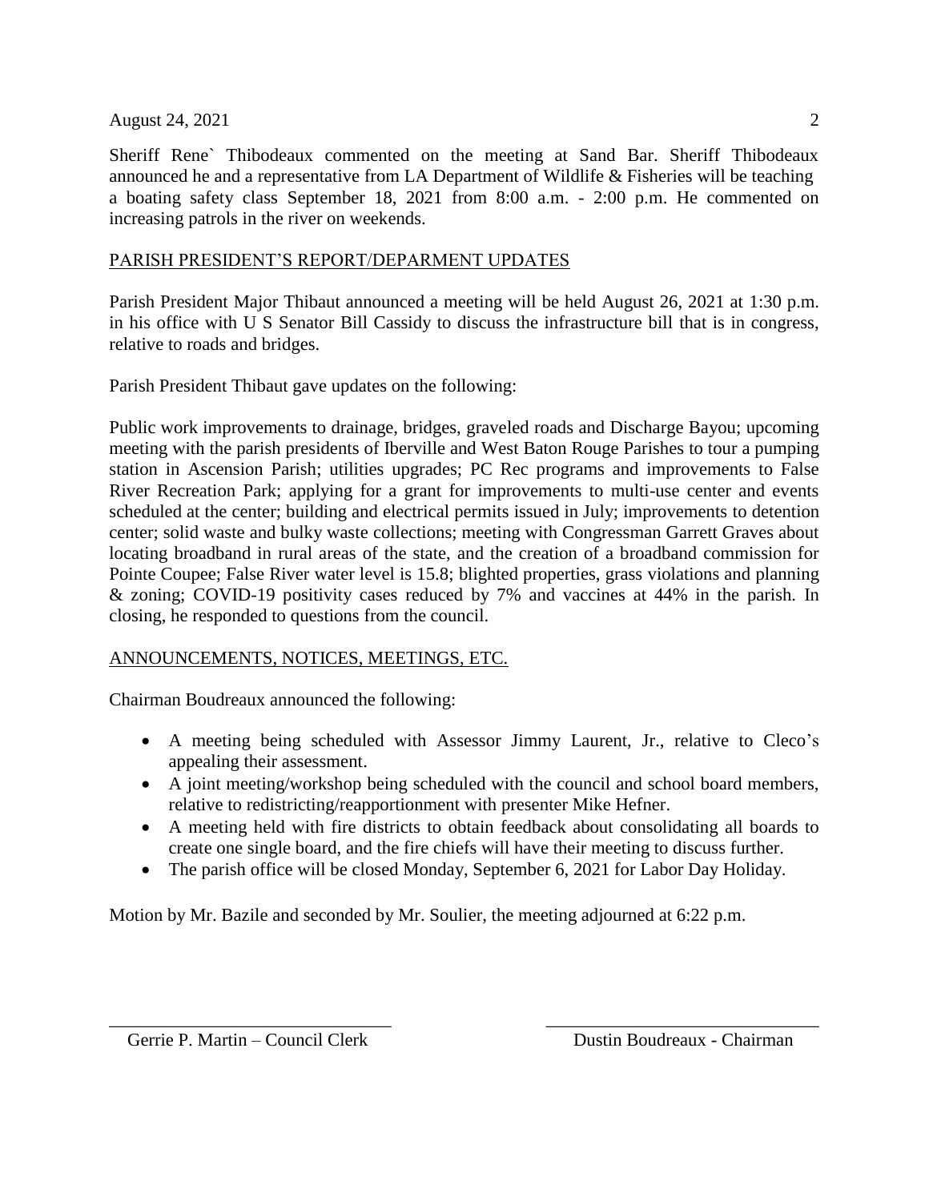August 24, 2021

Sheriff Rene` Thibodeaux commented on the meeting at Sand Bar. Sheriff Thibodeaux announced he and a representative from LA Department of Wildlife & Fisheries will be teaching a boating safety class September 18, 2021 from 8:00 a.m. - 2:00 p.m. He commented on increasing patrols in the river on weekends.

PARISH PRESIDENT'S REPORT/DEPARMENT UPDATES

Parish President Major Thibaut announced a meeting will be held August 26, 2021 at 1:30 p.m. in his office with U S Senator Bill Cassidy to discuss the infrastructure bill that is in congress, relative to roads and bridges.

Parish President Thibaut gave updates on the following:

Public work improvements to drainage, bridges, graveled roads and Discharge Bayou; upcoming meeting with the parish presidents of Iberville and West Baton Rouge Parishes to tour a pumping station in Ascension Parish; utilities upgrades; PC Rec programs and improvements to False River Recreation Park; applying for a grant for improvements to multi-use center and events scheduled at the center; building and electrical permits issued in July; improvements to detention center; solid waste and bulky waste collections; meeting with Congressman Garrett Graves about locating broadband in rural areas of the state, and the creation of a broadband commission for Pointe Coupee; False River water level is 15.8; blighted properties, grass violations and planning & zoning; COVID-19 positivity cases reduced by 7% and vaccines at 44% in the parish. In closing, he responded to questions from the council.

ANNOUNCEMENTS, NOTICES, MEETINGS, ETC.

Chairman Boudreaux announced the following:

- A meeting being scheduled with Assessor Jimmy Laurent, Jr., relative to Cleco's appealing their assessment.
- A joint meeting/workshop being scheduled with the council and school board members, relative to redistricting/reapportionment with presenter Mike Hefner.
- A meeting held with fire districts to obtain feedback about consolidating all boards to create one single board, and the fire chiefs will have their meeting to discuss further.
- The parish office will be closed Monday, September 6, 2021 for Labor Day Holiday.

Motion by Mr. Bazile and seconded by Mr. Soulier, the meeting adjourned at 6:22 p.m.

_____________________________ Gerrie P. Martin – Council Clerk

_____________________________ Dustin Boudreaux - Chairman